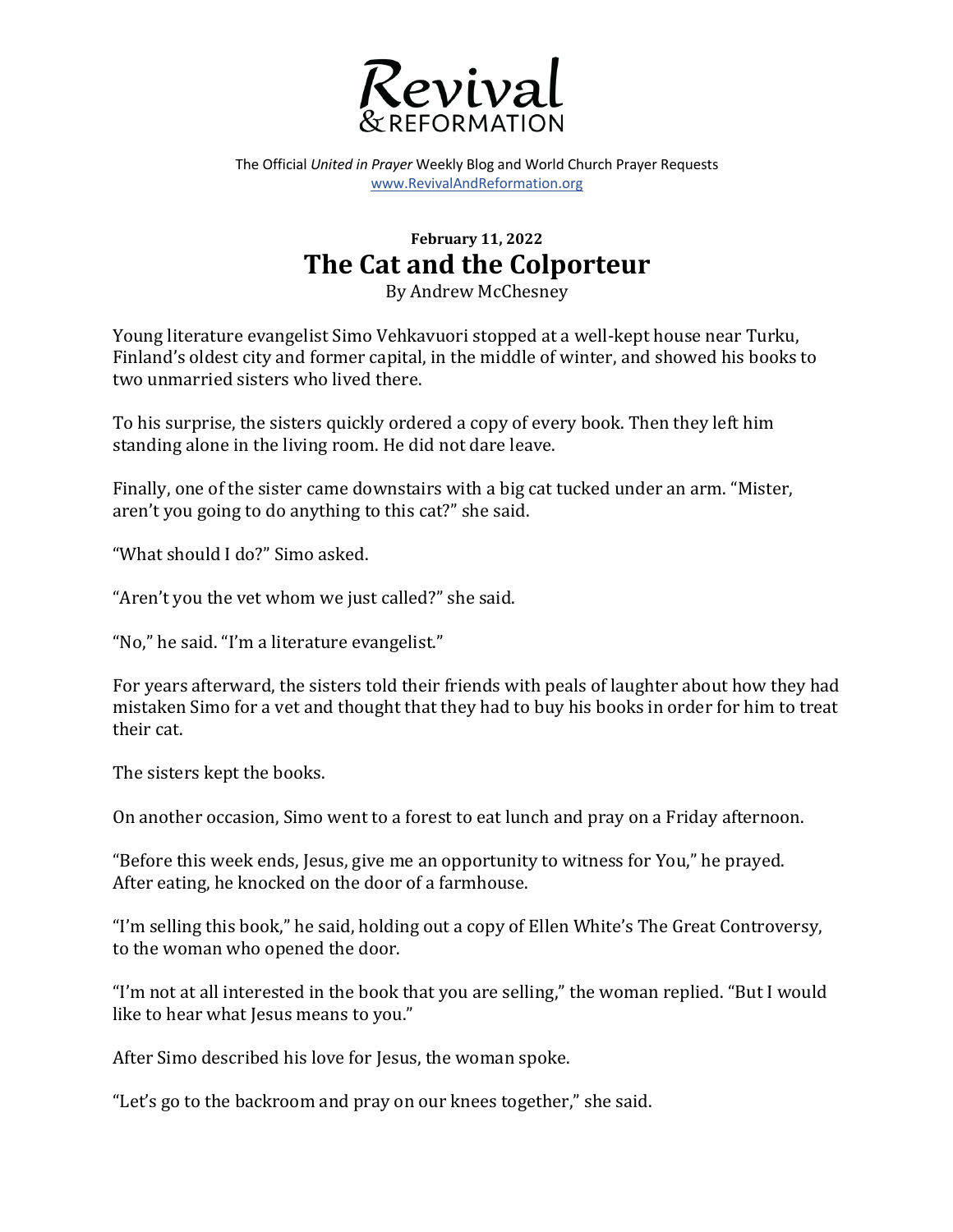# Revival & REFORMATION

The Official *United in Prayer* Weekly Blog and World Church Prayer Requests
www.RevivalAndReformation.org

**February 11, 2022**

## The Cat and the Colporteur

By Andrew McChesney

Young literature evangelist Simo Vehkavuori stopped at a well-kept house near Turku, Finland's oldest city and former capital, in the middle of winter, and showed his books to two unmarried sisters who lived there.

To his surprise, the sisters quickly ordered a copy of every book. Then they left him standing alone in the living room. He did not dare leave.

Finally, one of the sister came downstairs with a big cat tucked under an arm. "Mister, aren't you going to do anything to this cat?" she said.

"What should I do?" Simo asked.

"Aren't you the vet whom we just called?" she said.

"No," he said. "I'm a literature evangelist."

For years afterward, the sisters told their friends with peals of laughter about how they had mistaken Simo for a vet and thought that they had to buy his books in order for him to treat their cat.

The sisters kept the books.

On another occasion, Simo went to a forest to eat lunch and pray on a Friday afternoon.

"Before this week ends, Jesus, give me an opportunity to witness for You," he prayed. After eating, he knocked on the door of a farmhouse.

"I'm selling this book," he said, holding out a copy of Ellen White's The Great Controversy, to the woman who opened the door.

"I'm not at all interested in the book that you are selling," the woman replied. "But I would like to hear what Jesus means to you."

After Simo described his love for Jesus, the woman spoke.

"Let's go to the backroom and pray on our knees together," she said.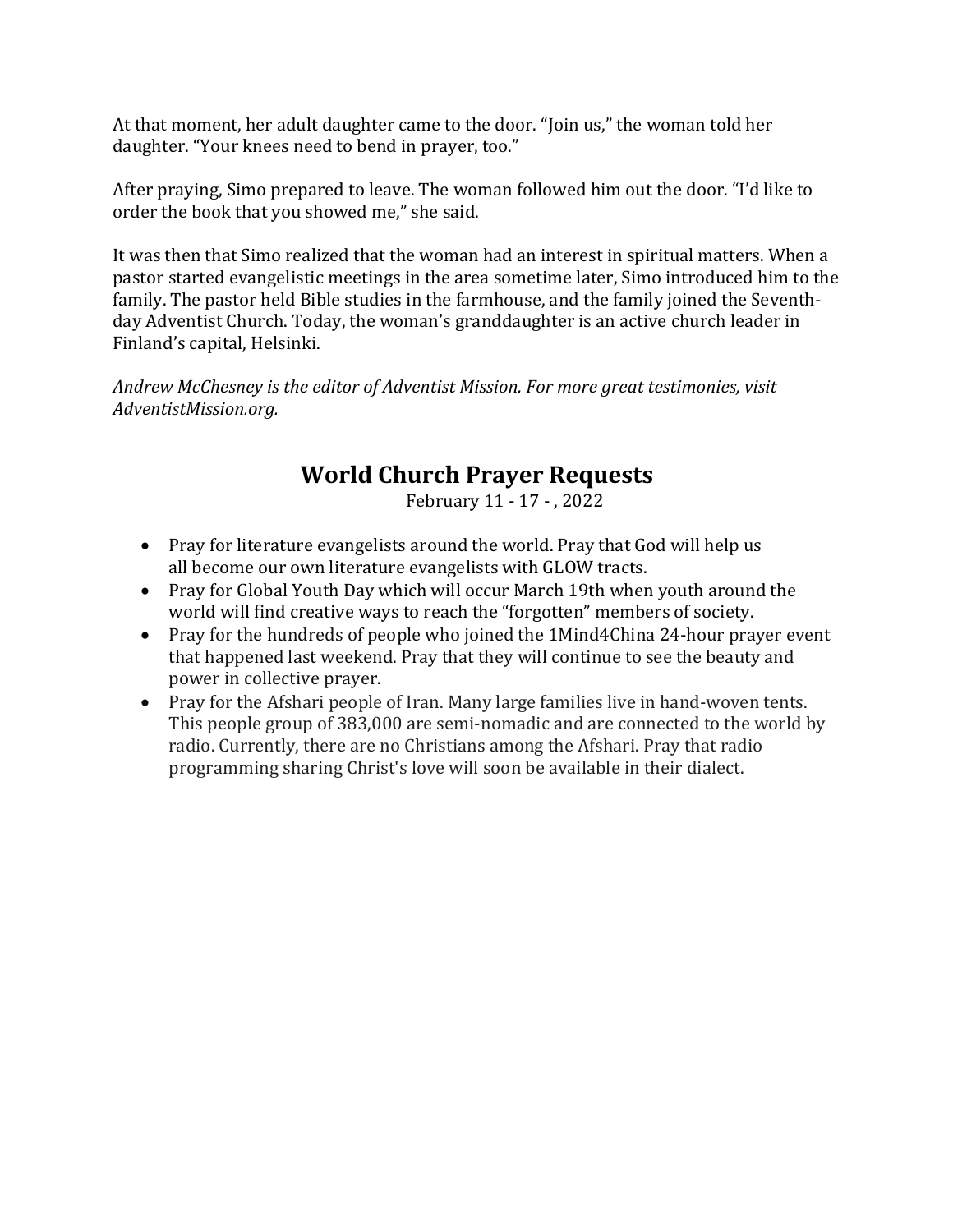At that moment, her adult daughter came to the door. “Join us,” the woman told her daughter. “Your knees need to bend in prayer, too.”

After praying, Simo prepared to leave. The woman followed him out the door. “I’d like to order the book that you showed me,” she said.

It was then that Simo realized that the woman had an interest in spiritual matters. When a pastor started evangelistic meetings in the area sometime later, Simo introduced him to the family. The pastor held Bible studies in the farmhouse, and the family joined the Seventh-day Adventist Church. Today, the woman’s granddaughter is an active church leader in Finland’s capital, Helsinki.

*Andrew McChesney is the editor of Adventist Mission. For more great testimonies, visit AdventistMission.org.*

## World Church Prayer Requests

February 11 - 17 - , 2022

- Pray for literature evangelists around the world. Pray that God will help us all become our own literature evangelists with GLOW tracts.
- Pray for Global Youth Day which will occur March 19th when youth around the world will find creative ways to reach the “forgotten” members of society.
- Pray for the hundreds of people who joined the 1Mind4China 24-hour prayer event that happened last weekend. Pray that they will continue to see the beauty and power in collective prayer.
- Pray for the Afshari people of Iran. Many large families live in hand-woven tents. This people group of 383,000 are semi-nomadic and are connected to the world by radio. Currently, there are no Christians among the Afshari. Pray that radio programming sharing Christ's love will soon be available in their dialect.